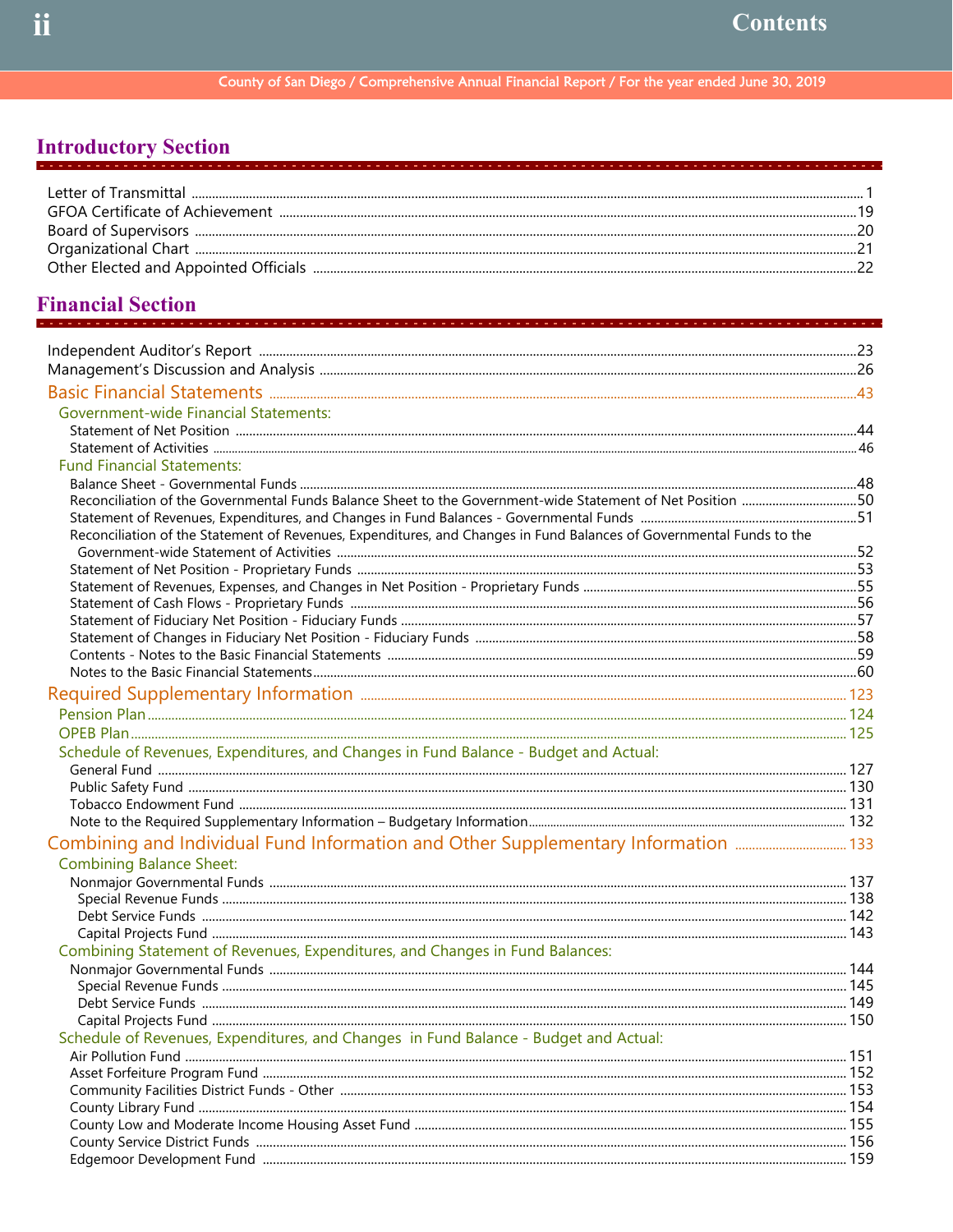# Contents

County of San Diego / Comprehensive Annual Financial Report / For the year ended June 30, 2019

## Introductory Section

Letter of Transmittal ..... 1
GFOA Certificate of Achievement ..... 19
Board of Supervisors ..... 20
Organizational Chart ..... 21
Other Elected and Appointed Officials ..... 22

## Financial Section

Independent Auditor's Report ..... 23
Management's Discussion and Analysis ..... 26

### Basic Financial Statements ..... 43

#### Government-wide Financial Statements:

Statement of Net Position ..... 44
Statement of Activities ..... 46

#### Fund Financial Statements:

Balance Sheet - Governmental Funds ..... 48
Reconciliation of the Governmental Funds Balance Sheet to the Government-wide Statement of Net Position ..... 50
Statement of Revenues, Expenditures, and Changes in Fund Balances - Governmental Funds ..... 51
Reconciliation of the Statement of Revenues, Expenditures, and Changes in Fund Balances of Governmental Funds to the Government-wide Statement of Activities ..... 52
Statement of Net Position - Proprietary Funds ..... 53
Statement of Revenues, Expenses, and Changes in Net Position - Proprietary Funds ..... 55
Statement of Cash Flows - Proprietary Funds ..... 56
Statement of Fiduciary Net Position - Fiduciary Funds ..... 57
Statement of Changes in Fiduciary Net Position - Fiduciary Funds ..... 58
Contents - Notes to the Basic Financial Statements ..... 59
Notes to the Basic Financial Statements ..... 60

### Required Supplementary Information ..... 123

Pension Plan ..... 124
OPEB Plan ..... 125

#### Schedule of Revenues, Expenditures, and Changes in Fund Balance - Budget and Actual:

General Fund ..... 127
Public Safety Fund ..... 130
Tobacco Endowment Fund ..... 131
Note to the Required Supplementary Information – Budgetary Information ..... 132

### Combining and Individual Fund Information and Other Supplementary Information ..... 133

#### Combining Balance Sheet:

Nonmajor Governmental Funds ..... 137
- Special Revenue Funds ..... 138
- Debt Service Funds ..... 142
- Capital Projects Fund ..... 143

#### Combining Statement of Revenues, Expenditures, and Changes in Fund Balances:

Nonmajor Governmental Funds ..... 144
- Special Revenue Funds ..... 145
- Debt Service Funds ..... 149
- Capital Projects Fund ..... 150

#### Schedule of Revenues, Expenditures, and Changes in Fund Balance - Budget and Actual:

Air Pollution Fund ..... 151
Asset Forfeiture Program Fund ..... 152
Community Facilities District Funds - Other ..... 153
County Library Fund ..... 154
County Low and Moderate Income Housing Asset Fund ..... 155
County Service District Funds ..... 156
Edgemoor Development Fund ..... 159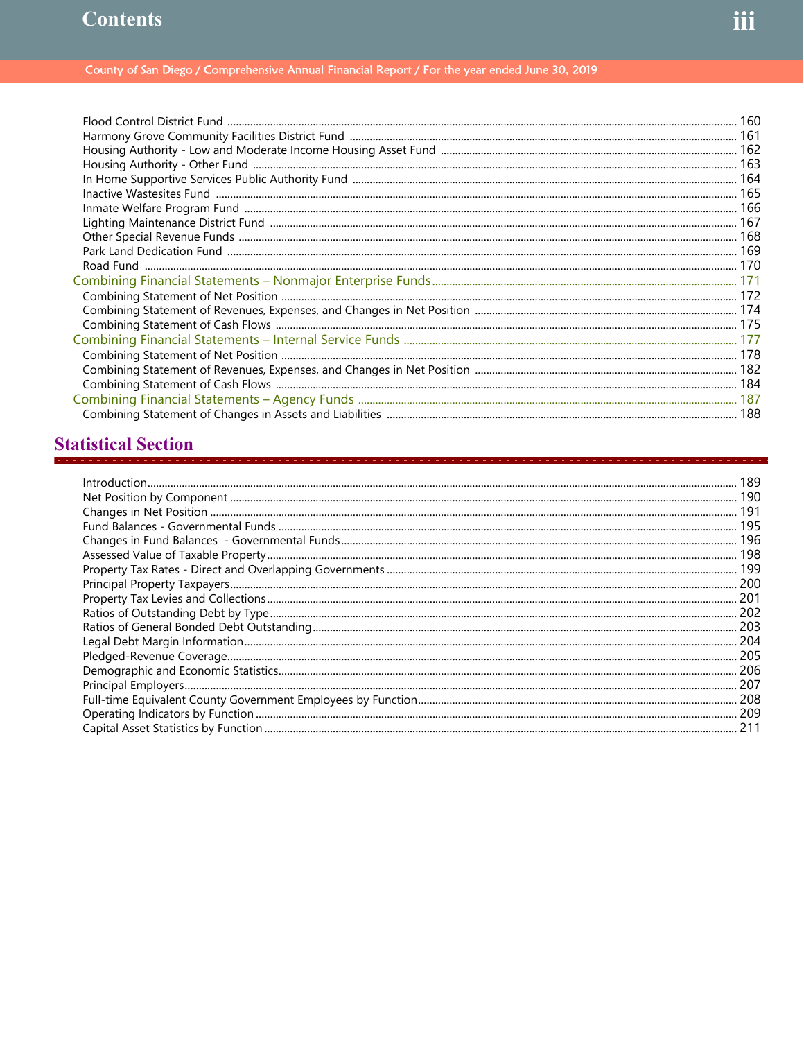Flood Control District Fund ........................................................................ 160
Harmony Grove Community Facilities District Fund ........................................................................ 161
Housing Authority - Low and Moderate Income Housing Asset Fund ........................................................................ 162
Housing Authority - Other Fund ........................................................................ 163
In Home Supportive Services Public Authority Fund ........................................................................ 164
Inactive Wastesites Fund ........................................................................ 165
Inmate Welfare Program Fund ........................................................................ 166
Lighting Maintenance District Fund ........................................................................ 167
Other Special Revenue Funds ........................................................................ 168
Park Land Dedication Fund ........................................................................ 169
Road Fund ........................................................................ 170

Combining Financial Statements – Nonmajor Enterprise Funds ........................................................................ 171

Combining Statement of Net Position ........................................................................ 172
Combining Statement of Revenues, Expenses, and Changes in Net Position ........................................................................ 174
Combining Statement of Cash Flows ........................................................................ 175

Combining Financial Statements – Internal Service Funds ........................................................................ 177

Combining Statement of Net Position ........................................................................ 178
Combining Statement of Revenues, Expenses, and Changes in Net Position ........................................................................ 182
Combining Statement of Cash Flows ........................................................................ 184

Combining Financial Statements – Agency Funds ........................................................................ 187

Combining Statement of Changes in Assets and Liabilities ........................................................................ 188

## Statistical Section

Introduction........................................................................ 189
Net Position by Component ........................................................................ 190
Changes in Net Position ........................................................................ 191
Fund Balances - Governmental Funds ........................................................................ 195
Changes in Fund Balances - Governmental Funds........................................................................ 196
Assessed Value of Taxable Property........................................................................ 198
Property Tax Rates - Direct and Overlapping Governments ........................................................................ 199
Principal Property Taxpayers........................................................................ 200
Property Tax Levies and Collections........................................................................ 201
Ratios of Outstanding Debt by Type........................................................................ 202
Ratios of General Bonded Debt Outstanding........................................................................ 203
Legal Debt Margin Information........................................................................ 204
Pledged-Revenue Coverage........................................................................ 205
Demographic and Economic Statistics........................................................................ 206
Principal Employers........................................................................ 207
Full-time Equivalent County Government Employees by Function........................................................................ 208
Operating Indicators by Function ........................................................................ 209
Capital Asset Statistics by Function ........................................................................ 211